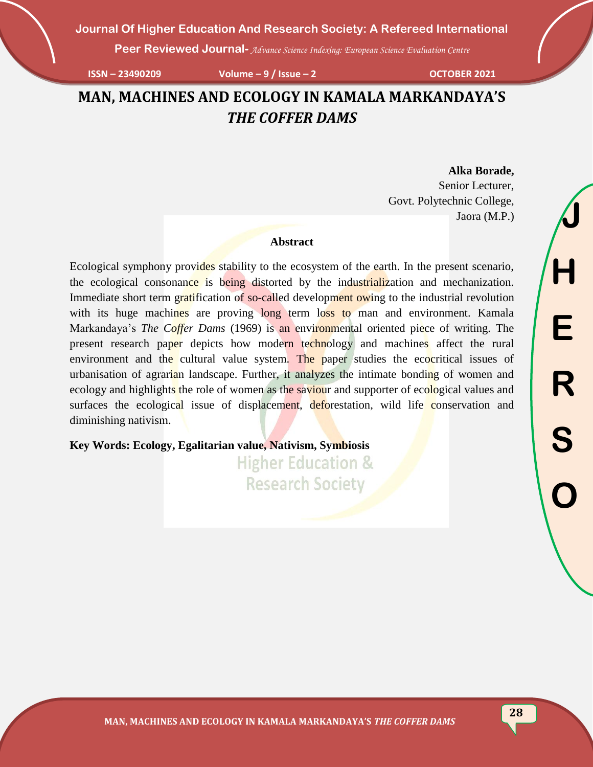# MAN, MACHINES AND ECOLOGY IN KAMALA MARKANDAYA'S *THE COFFER DAMS*

**Alka Borade,**
Senior Lecturer,
Govt. Polytechnic College,
Jaora (M.P.)

### Abstract

Ecological symphony provides stability to the ecosystem of the earth. In the present scenario, the ecological consonance is being distorted by the industrialization and mechanization. Immediate short term gratification of so-called development owing to the industrial revolution with its huge machines are proving long term loss to man and environment. Kamala Markandaya's *The Coffer Dams* (1969) is an environmental oriented piece of writing. The present research paper depicts how modern technology and machines affect the rural environment and the cultural value system. The paper studies the ecocritical issues of urbanisation of agrarian landscape. Further, it analyzes the intimate bonding of women and ecology and highlights the role of women as the saviour and supporter of ecological values and surfaces the ecological issue of displacement, deforestation, wild life conservation and diminishing nativism.

**Key Words: Ecology, Egalitarian value, Nativism, Symbiosis**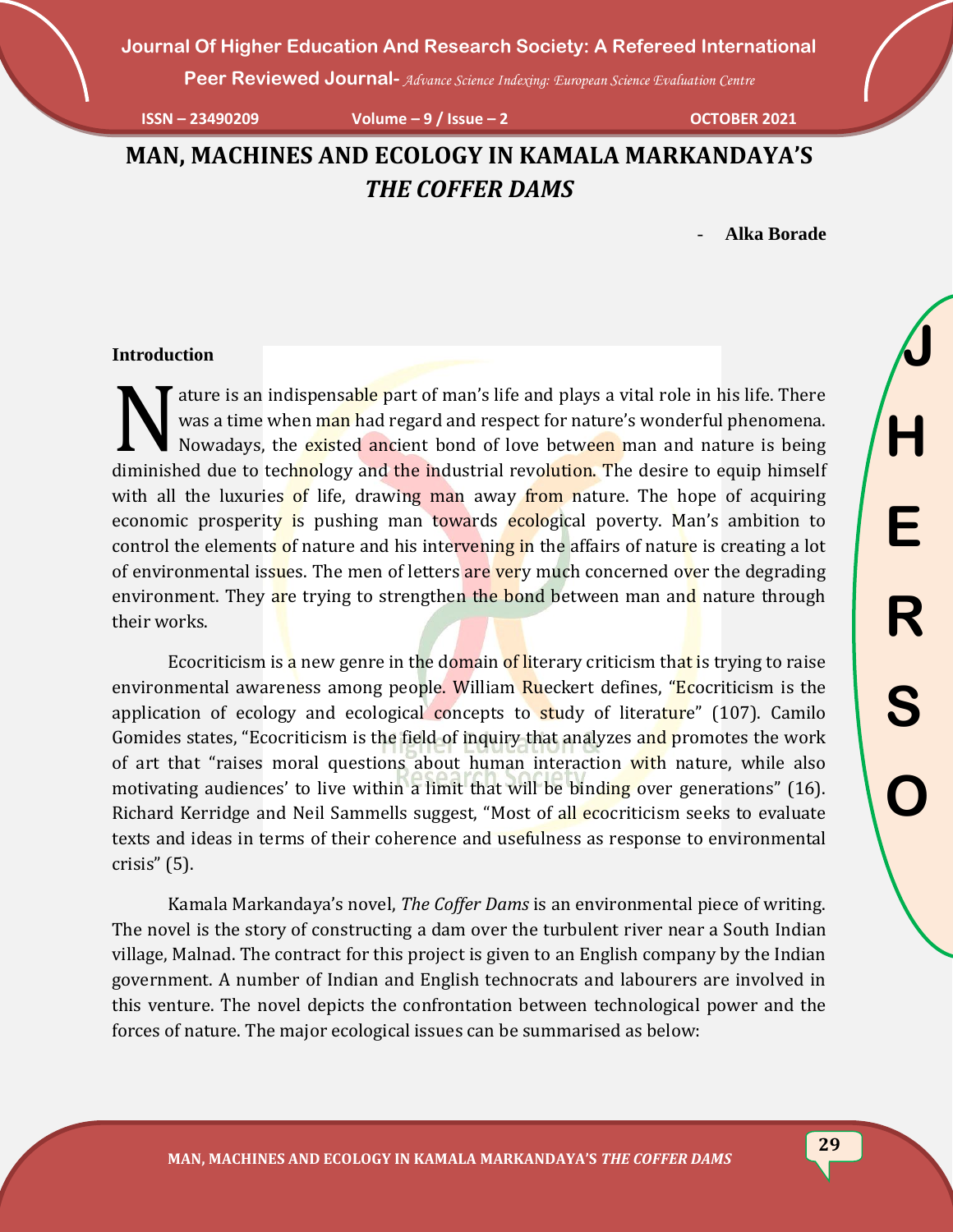# MAN, MACHINES AND ECOLOGY IN KAMALA MARKANDAYA'S *THE COFFER DAMS*

- **Alka Borade**

**Introduction**

Nature is an indispensable part of man's life and plays a vital role in his life. There was a time when man had regard and respect for nature's wonderful phenomena. Nowadays, the existed ancient bond of love between man and nature is being diminished due to technology and the industrial revolution. The desire to equip himself with all the luxuries of life, drawing man away from nature. The hope of acquiring economic prosperity is pushing man towards ecological poverty. Man's ambition to control the elements of nature and his intervening in the affairs of nature is creating a lot of environmental issues. The men of letters are very much concerned over the degrading environment. They are trying to strengthen the bond between man and nature through their works.

Ecocriticism is a new genre in the domain of literary criticism that is trying to raise environmental awareness among people. William Rueckert defines, "Ecocriticism is the application of ecology and ecological concepts to study of literature" (107). Camilo Gomides states, "Ecocriticism is the field of inquiry that analyzes and promotes the work of art that "raises moral questions about human interaction with nature, while also motivating audiences' to live within a limit that will be binding over generations" (16). Richard Kerridge and Neil Sammells suggest, "Most of all ecocriticism seeks to evaluate texts and ideas in terms of their coherence and usefulness as response to environmental crisis" (5).

Kamala Markandaya's novel, *The Coffer Dams* is an environmental piece of writing. The novel is the story of constructing a dam over the turbulent river near a South Indian village, Malnad. The contract for this project is given to an English company by the Indian government. A number of Indian and English technocrats and labourers are involved in this venture. The novel depicts the confrontation between technological power and the forces of nature. The major ecological issues can be summarised as below: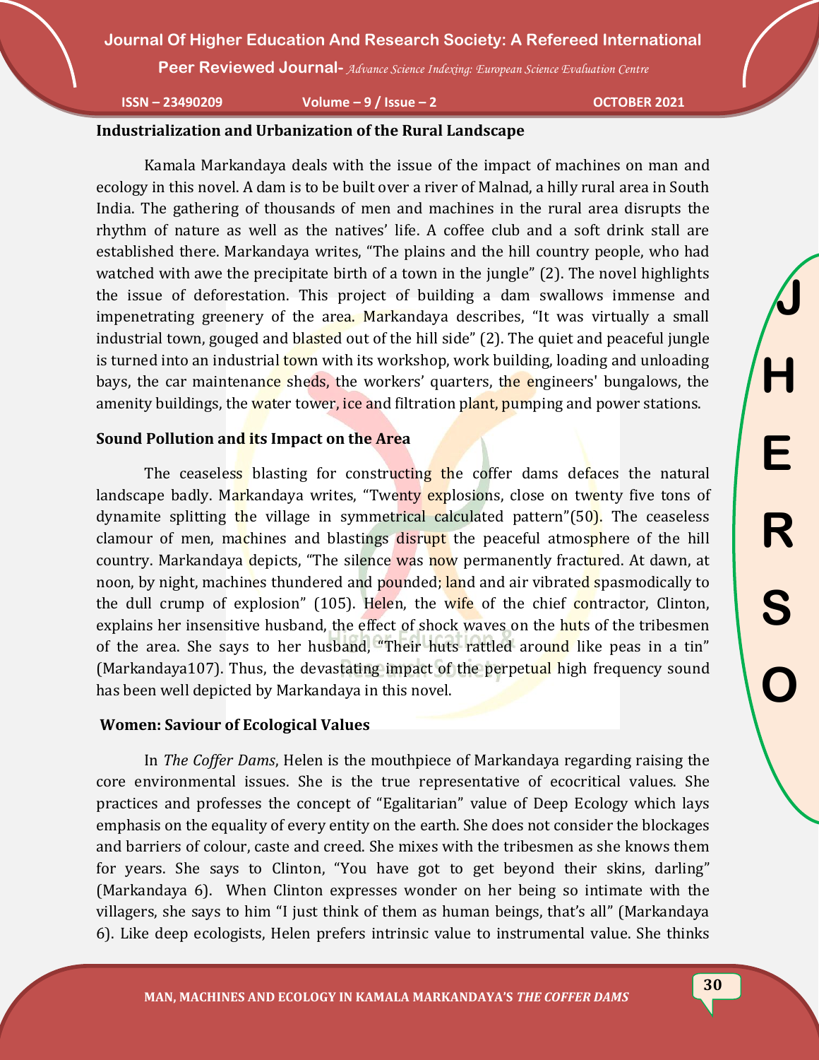### Industrialization and Urbanization of the Rural Landscape

Kamala Markandaya deals with the issue of the impact of machines on man and ecology in this novel. A dam is to be built over a river of Malnad, a hilly rural area in South India. The gathering of thousands of men and machines in the rural area disrupts the rhythm of nature as well as the natives' life. A coffee club and a soft drink stall are established there. Markandaya writes, "The plains and the hill country people, who had watched with awe the precipitate birth of a town in the jungle" (2). The novel highlights the issue of deforestation. This project of building a dam swallows immense and impenetrating greenery of the area. Markandaya describes, "It was virtually a small industrial town, gouged and blasted out of the hill side" (2). The quiet and peaceful jungle is turned into an industrial town with its workshop, work building, loading and unloading bays, the car maintenance sheds, the workers' quarters, the engineers' bungalows, the amenity buildings, the water tower, ice and filtration plant, pumping and power stations.

### Sound Pollution and its Impact on the Area

The ceaseless blasting for constructing the coffer dams defaces the natural landscape badly. Markandaya writes, "Twenty explosions, close on twenty five tons of dynamite splitting the village in symmetrical calculated pattern"(50). The ceaseless clamour of men, machines and blastings disrupt the peaceful atmosphere of the hill country. Markandaya depicts, "The silence was now permanently fractured. At dawn, at noon, by night, machines thundered and pounded; land and air vibrated spasmodically to the dull crump of explosion" (105). Helen, the wife of the chief contractor, Clinton, explains her insensitive husband, the effect of shock waves on the huts of the tribesmen of the area. She says to her husband, "Their huts rattled around like peas in a tin" (Markandaya107). Thus, the devastating impact of the perpetual high frequency sound has been well depicted by Markandaya in this novel.

### Women: Saviour of Ecological Values

In *The Coffer Dams*, Helen is the mouthpiece of Markandaya regarding raising the core environmental issues. She is the true representative of ecocritical values. She practices and professes the concept of "Egalitarian" value of Deep Ecology which lays emphasis on the equality of every entity on the earth. She does not consider the blockages and barriers of colour, caste and creed. She mixes with the tribesmen as she knows them for years. She says to Clinton, "You have got to get beyond their skins, darling" (Markandaya 6). When Clinton expresses wonder on her being so intimate with the villagers, she says to him "I just think of them as human beings, that's all" (Markandaya 6). Like deep ecologists, Helen prefers intrinsic value to instrumental value. She thinks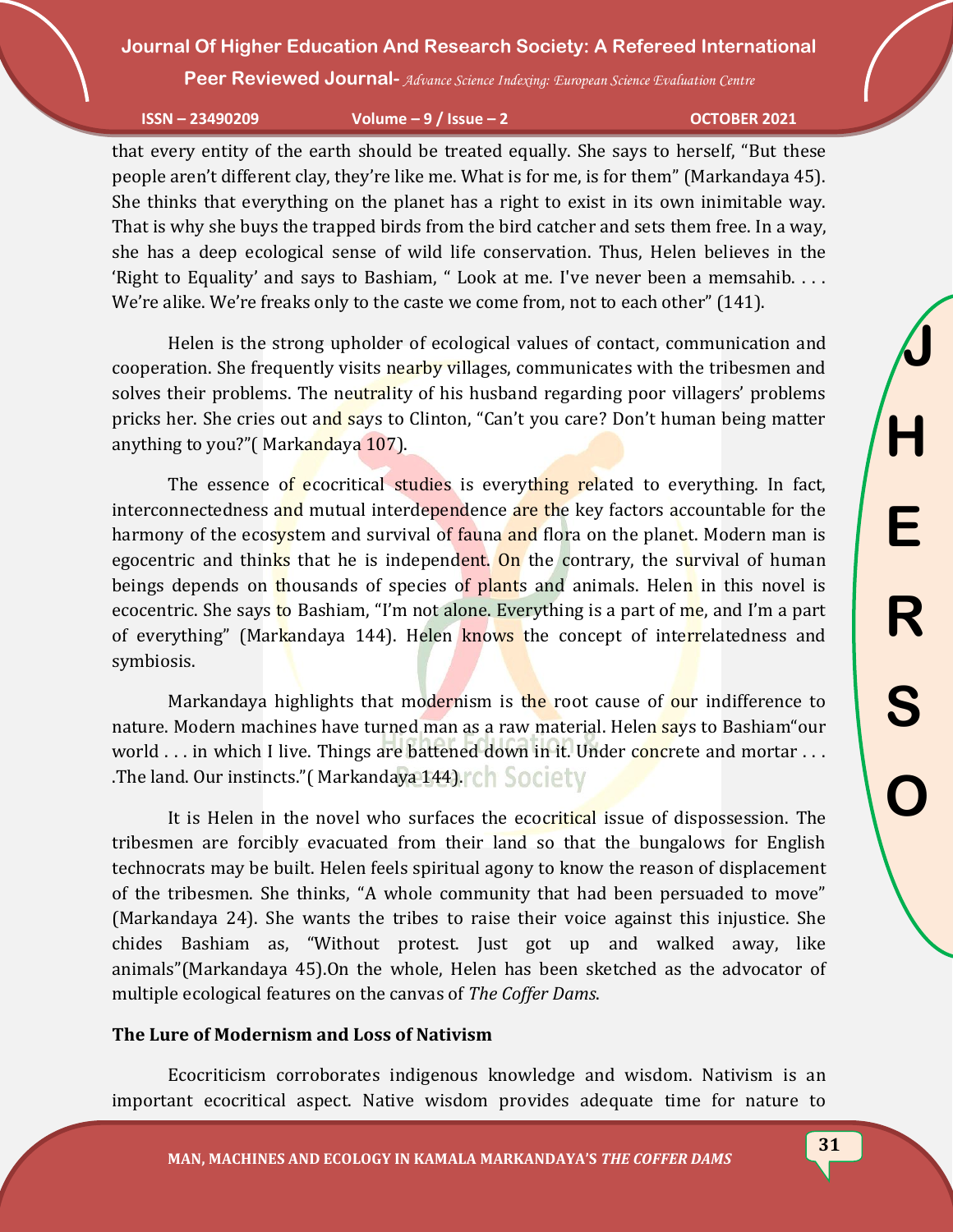that every entity of the earth should be treated equally. She says to herself, "But these people aren't different clay, they're like me. What is for me, is for them" (Markandaya 45). She thinks that everything on the planet has a right to exist in its own inimitable way. That is why she buys the trapped birds from the bird catcher and sets them free. In a way, she has a deep ecological sense of wild life conservation. Thus, Helen believes in the 'Right to Equality' and says to Bashiam, " Look at me. I've never been a memsahib. . . . We're alike. We're freaks only to the caste we come from, not to each other" (141).

Helen is the strong upholder of ecological values of contact, communication and cooperation. She frequently visits nearby villages, communicates with the tribesmen and solves their problems. The neutrality of his husband regarding poor villagers' problems pricks her. She cries out and says to Clinton, "Can't you care? Don't human being matter anything to you?"( Markandaya 107).

The essence of ecocritical studies is everything related to everything. In fact, interconnectedness and mutual interdependence are the key factors accountable for the harmony of the ecosystem and survival of fauna and flora on the planet. Modern man is egocentric and thinks that he is independent. On the contrary, the survival of human beings depends on thousands of species of plants and animals. Helen in this novel is ecocentric. She says to Bashiam, "I'm not alone. Everything is a part of me, and I'm a part of everything" (Markandaya 144). Helen knows the concept of interrelatedness and symbiosis.

Markandaya highlights that modernism is the root cause of our indifference to nature. Modern machines have turned man as a raw material. Helen says to Bashiam"our world . . . in which I live. Things are battened down in it. Under concrete and mortar . . . .The land. Our instincts."( Markandaya 144).

It is Helen in the novel who surfaces the ecocritical issue of dispossession. The tribesmen are forcibly evacuated from their land so that the bungalows for English technocrats may be built. Helen feels spiritual agony to know the reason of displacement of the tribesmen. She thinks, "A whole community that had been persuaded to move" (Markandaya 24). She wants the tribes to raise their voice against this injustice. She chides Bashiam as, "Without protest. Just got up and walked away, like animals"(Markandaya 45).On the whole, Helen has been sketched as the advocator of multiple ecological features on the canvas of *The Coffer Dams*.

**The Lure of Modernism and Loss of Nativism**

Ecocriticism corroborates indigenous knowledge and wisdom. Nativism is an important ecocritical aspect. Native wisdom provides adequate time for nature to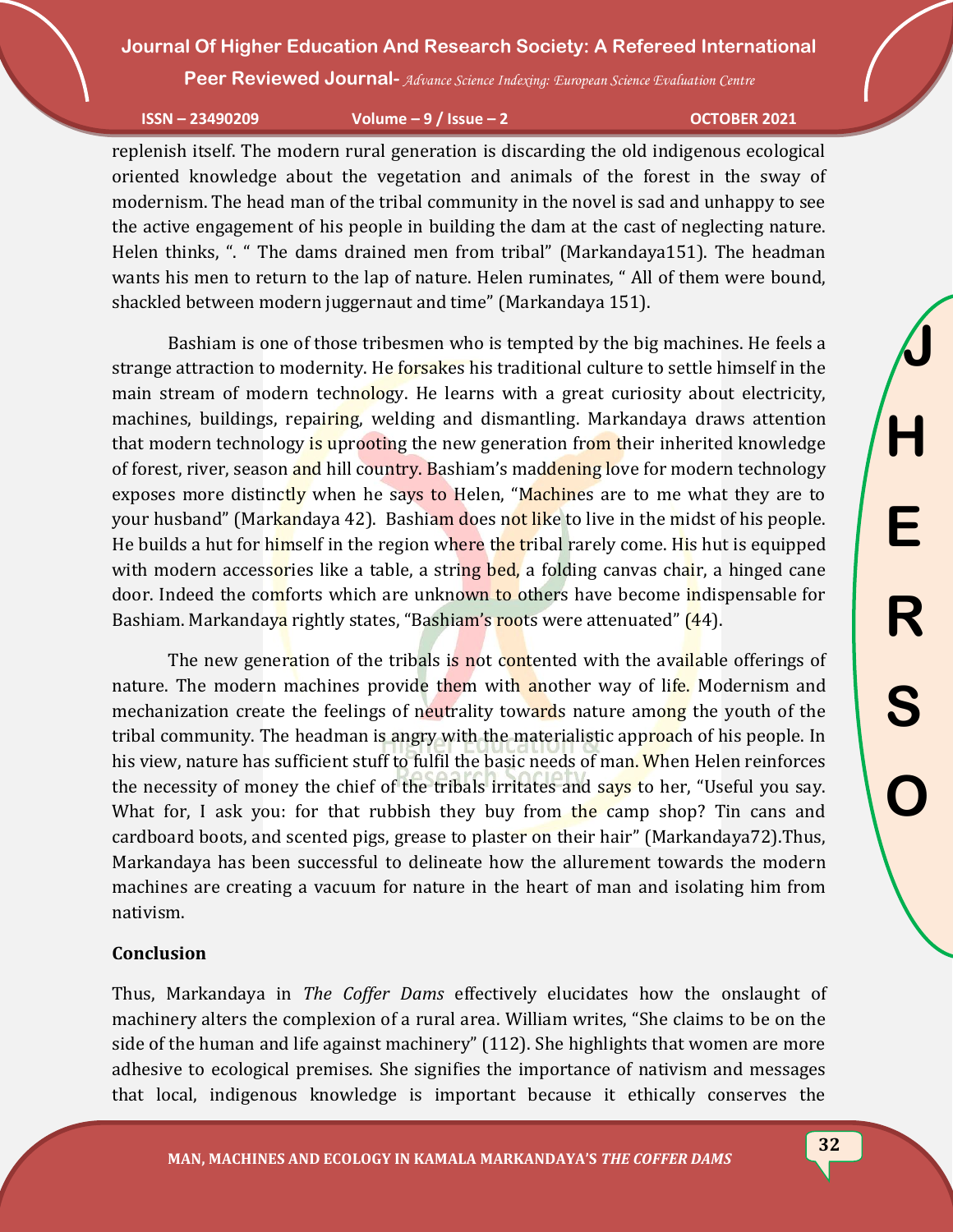replenish itself. The modern rural generation is discarding the old indigenous ecological oriented knowledge about the vegetation and animals of the forest in the sway of modernism. The head man of the tribal community in the novel is sad and unhappy to see the active engagement of his people in building the dam at the cast of neglecting nature. Helen thinks, ". " The dams drained men from tribal" (Markandaya151). The headman wants his men to return to the lap of nature. Helen ruminates, " All of them were bound, shackled between modern juggernaut and time" (Markandaya 151).

Bashiam is one of those tribesmen who is tempted by the big machines. He feels a strange attraction to modernity. He forsakes his traditional culture to settle himself in the main stream of modern technology. He learns with a great curiosity about electricity, machines, buildings, repairing, welding and dismantling. Markandaya draws attention that modern technology is uprooting the new generation from their inherited knowledge of forest, river, season and hill country. Bashiam's maddening love for modern technology exposes more distinctly when he says to Helen, "Machines are to me what they are to your husband" (Markandaya 42). Bashiam does not like to live in the midst of his people. He builds a hut for himself in the region where the tribal rarely come. His hut is equipped with modern accessories like a table, a string bed, a folding canvas chair, a hinged cane door. Indeed the comforts which are unknown to others have become indispensable for Bashiam. Markandaya rightly states, "Bashiam's roots were attenuated" (44).

The new generation of the tribals is not contented with the available offerings of nature. The modern machines provide them with another way of life. Modernism and mechanization create the feelings of neutrality towards nature among the youth of the tribal community. The headman is angry with the materialistic approach of his people. In his view, nature has sufficient stuff to fulfil the basic needs of man. When Helen reinforces the necessity of money the chief of the tribals irritates and says to her, "Useful you say. What for, I ask you: for that rubbish they buy from the camp shop? Tin cans and cardboard boots, and scented pigs, grease to plaster on their hair" (Markandaya72).Thus, Markandaya has been successful to delineate how the allurement towards the modern machines are creating a vacuum for nature in the heart of man and isolating him from nativism.

## Conclusion

Thus, Markandaya in *The Coffer Dams* effectively elucidates how the onslaught of machinery alters the complexion of a rural area. William writes, "She claims to be on the side of the human and life against machinery" (112). She highlights that women are more adhesive to ecological premises. She signifies the importance of nativism and messages that local, indigenous knowledge is important because it ethically conserves the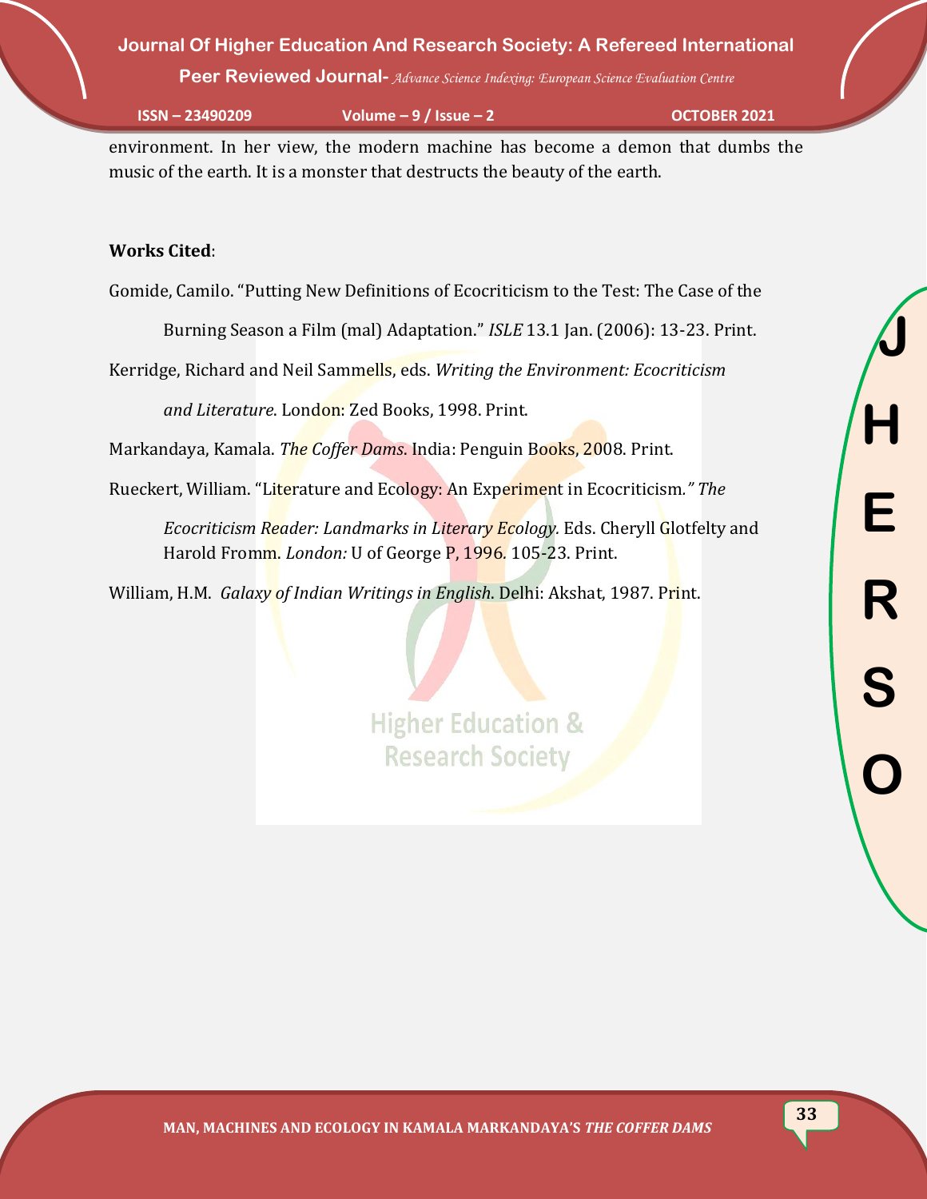environment. In her view, the modern machine has become a demon that dumbs the music of the earth. It is a monster that destructs the beauty of the earth.

**Works Cited**:

Gomide, Camilo. "Putting New Definitions of Ecocriticism to the Test: The Case of the Burning Season a Film (mal) Adaptation." *ISLE* 13.1 Jan. (2006): 13-23. Print.

Kerridge, Richard and Neil Sammells, eds. *Writing the Environment: Ecocriticism and Literature*. London: Zed Books, 1998. Print.

Markandaya, Kamala. *The Coffer Dams*. India: Penguin Books, 2008. Print.

Rueckert, William. "Literature and Ecology: An Experiment in Ecocriticism*." The Ecocriticism Reader: Landmarks in Literary Ecology*. Eds. Cheryll Glotfelty and Harold Fromm. *London:* U of George P, 1996. 105-23. Print.

William, H.M. *Galaxy of Indian Writings in English*. Delhi: Akshat, 1987. Print.